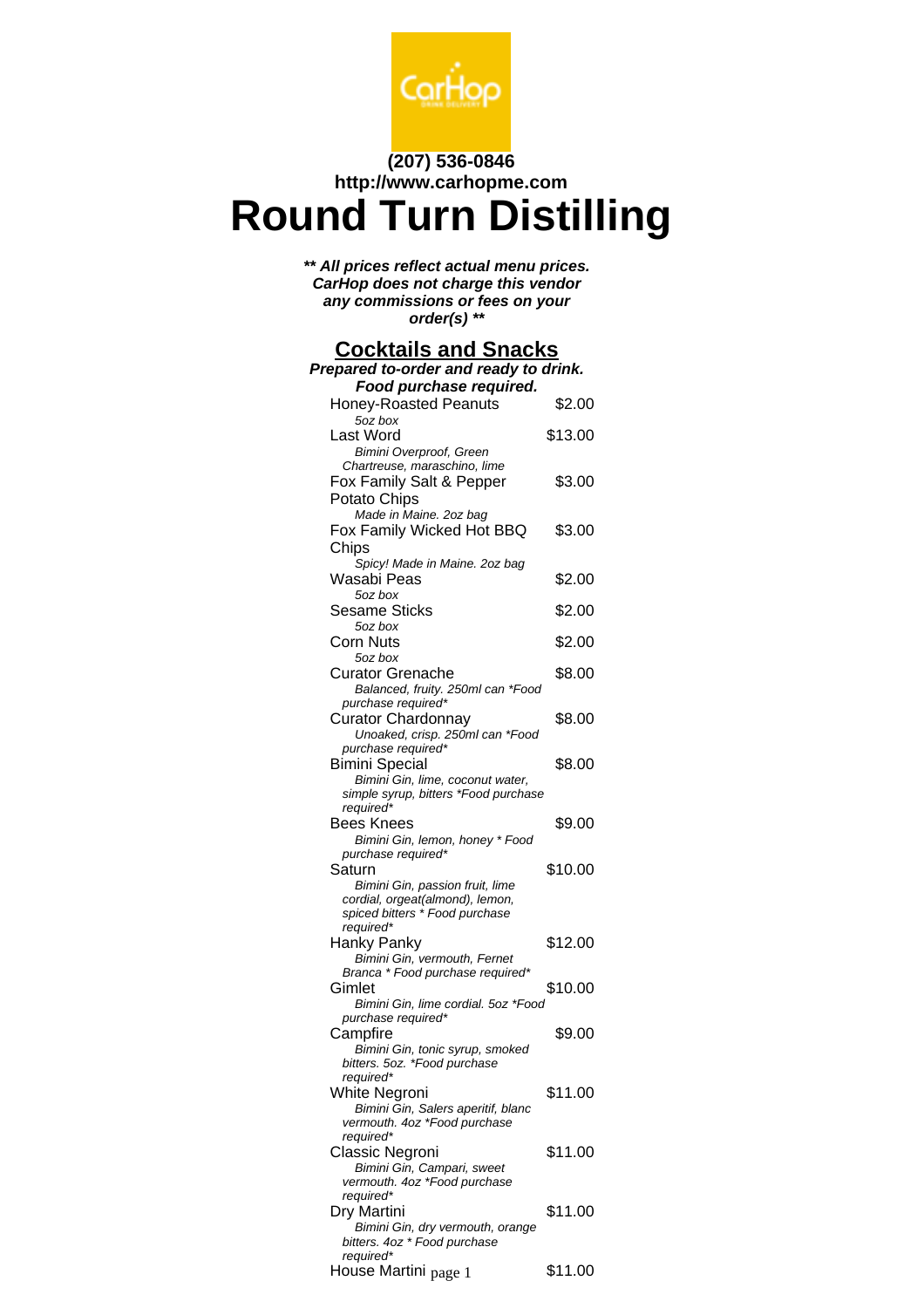(207) 536-0846
http://www.carhopme.com

# Round Turn Distilling

***** All prices reflect actual menu prices. CarHop does not charge this vendor any commissions or fees on your order(s) *****

## Cocktails and Snacks

***Prepared to-order and ready to drink. Food purchase required.***

| Item | Price |
|---|---|
| Honey-Roasted Peanuts<br>*5oz box* | $2.00 |
| Last Word<br>*Bimini Overproof, Green Chartreuse, maraschino, lime* | $13.00 |
| Fox Family Salt & Pepper Potato Chips<br>*Made in Maine. 2oz bag* | $3.00 |
| Fox Family Wicked Hot BBQ Chips<br>*Spicy! Made in Maine. 2oz bag* | $3.00 |
| Wasabi Peas<br>*5oz box* | $2.00 |
| Sesame Sticks<br>*5oz box* | $2.00 |
| Corn Nuts<br>*5oz box* | $2.00 |
| Curator Grenache<br>*Balanced, fruity. 250ml can *Food purchase required** | $8.00 |
| Curator Chardonnay<br>*Unoaked, crisp. 250ml can *Food purchase required** | $8.00 |
| Bimini Special<br>*Bimini Gin, lime, coconut water, simple syrup, bitters *Food purchase required** | $8.00 |
| Bees Knees<br>*Bimini Gin, lemon, honey * Food purchase required** | $9.00 |
| Saturn<br>*Bimini Gin, passion fruit, lime cordial, orgeat(almond), lemon, spiced bitters * Food purchase required** | $10.00 |
| Hanky Panky<br>*Bimini Gin, vermouth, Fernet Branca * Food purchase required** | $12.00 |
| Gimlet<br>*Bimini Gin, lime cordial. 5oz *Food purchase required** | $10.00 |
| Campfire<br>*Bimini Gin, tonic syrup, smoked bitters. 5oz. *Food purchase required** | $9.00 |
| White Negroni<br>*Bimini Gin, Salers aperitif, blanc vermouth. 4oz *Food purchase required** | $11.00 |
| Classic Negroni<br>*Bimini Gin, Campari, sweet vermouth. 4oz *Food purchase required** | $11.00 |
| Dry Martini<br>*Bimini Gin, dry vermouth, orange bitters. 4oz * Food purchase required** | $11.00 |
| House Martini | $11.00 |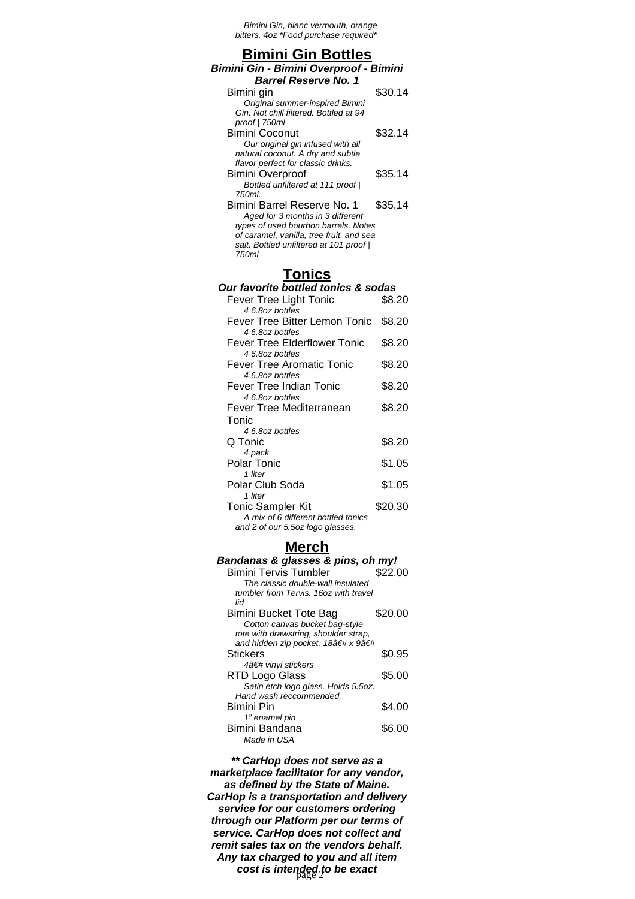*Bimini Gin, blanc vermouth, orange bitters. 4oz *Food purchase required**

## Bimini Gin Bottles

***Bimini Gin - Bimini Overproof - Bimini Barrel Reserve No. 1***

| | |
|---|---|
| Bimini gin<br>*Original summer-inspired Bimini Gin. Not chill filtered. Bottled at 94 proof \| 750ml* | $30.14 |
| Bimini Coconut<br>*Our original gin infused with all natural coconut. A dry and subtle flavor perfect for classic drinks.* | $32.14 |
| Bimini Overproof<br>*Bottled unfiltered at 111 proof \| 750ml.* | $35.14 |
| Bimini Barrel Reserve No. 1<br>*Aged for 3 months in 3 different types of used bourbon barrels. Notes of caramel, vanilla, tree fruit, and sea salt. Bottled unfiltered at 101 proof \| 750ml* | $35.14 |

## Tonics

***Our favorite bottled tonics & sodas***

| | |
|---|---|
| Fever Tree Light Tonic<br>*4 6.8oz bottles* | $8.20 |
| Fever Tree Bitter Lemon Tonic<br>*4 6.8oz bottles* | $8.20 |
| Fever Tree Elderflower Tonic<br>*4 6.8oz bottles* | $8.20 |
| Fever Tree Aromatic Tonic<br>*4 6.8oz bottles* | $8.20 |
| Fever Tree Indian Tonic<br>*4 6.8oz bottles* | $8.20 |
| Fever Tree Mediterranean Tonic<br>*4 6.8oz bottles* | $8.20 |
| Q Tonic<br>*4 pack* | $8.20 |
| Polar Tonic<br>*1 liter* | $1.05 |
| Polar Club Soda<br>*1 liter* | $1.05 |
| Tonic Sampler Kit<br>*A mix of 6 different bottled tonics and 2 of our 5.5oz logo glasses.* | $20.30 |

## Merch

***Bandanas & glasses & pins, oh my!***

| | |
|---|---|
| Bimini Tervis Tumbler<br>*The classic double-wall insulated tumbler from Tervis. 16oz with travel lid* | $22.00 |
| Bimini Bucket Tote Bag<br>*Cotton canvas bucket bag-style tote with drawstring, shoulder strap, and hidden zip pocket. 18â€# x 9â€#* | $20.00 |
| Stickers<br>*4â€# vinyl stickers* | $0.95 |
| RTD Logo Glass<br>*Satin etch logo glass. Holds 5.5oz. Hand wash reccommended.* | $5.00 |
| Bimini Pin<br>*1" enamel pin* | $4.00 |
| Bimini Bandana<br>*Made in USA* | $6.00 |

***** CarHop does not serve as a marketplace facilitator for any vendor, as defined by the State of Maine. CarHop is a transportation and delivery service for our customers ordering through our Platform per our terms of service. CarHop does not collect and remit sales tax on the vendors behalf. Any tax charged to you and all item cost is intended to be exact***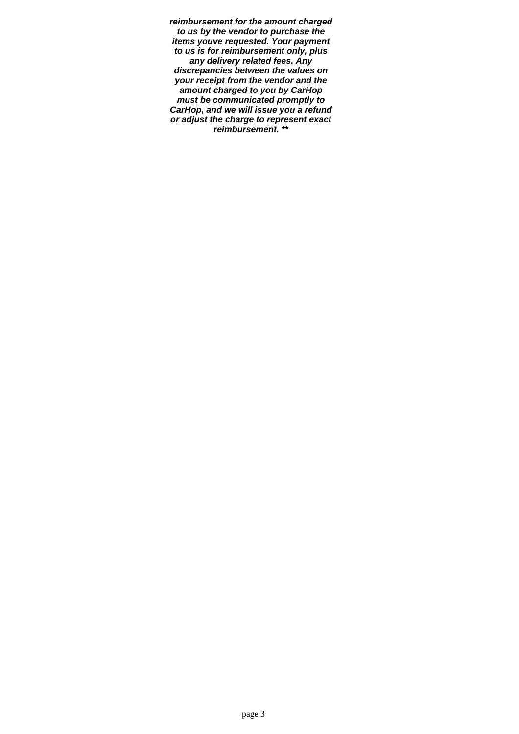***reimbursement for the amount charged to us by the vendor to purchase the items youve requested. Your payment to us is for reimbursement only, plus any delivery related fees. Any discrepancies between the values on your receipt from the vendor and the amount charged to you by CarHop must be communicated promptly to CarHop, and we will issue you a refund or adjust the charge to represent exact reimbursement. \*\****